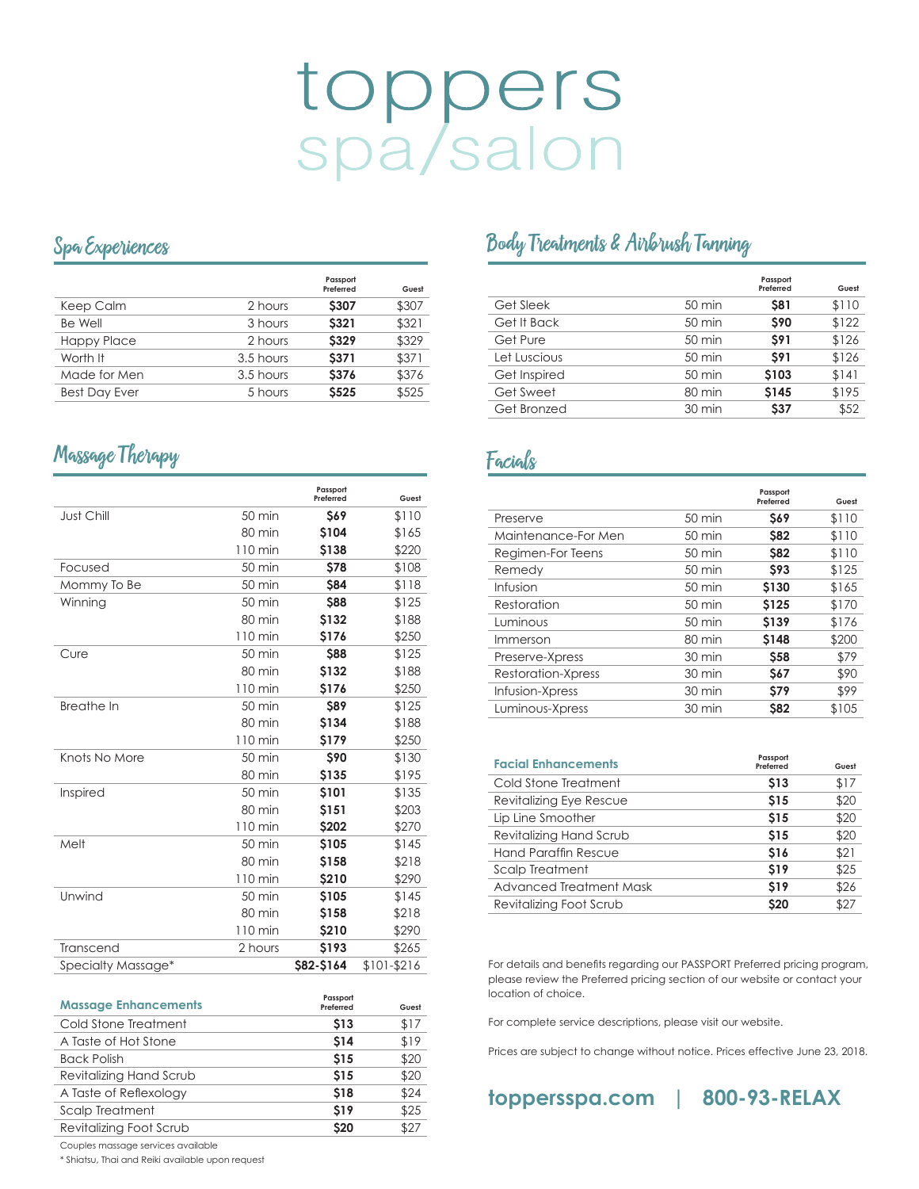# toppers spa/salon

## Spa Experiences

| | | Passport Preferred | Guest |
|---|---|---|---|
| Keep Calm | 2 hours | **$307** | $307 |
| Be Well | 3 hours | **$321** | $321 |
| Happy Place | 2 hours | **$329** | $329 |
| Worth It | 3.5 hours | **$371** | $371 |
| Made for Men | 3.5 hours | **$376** | $376 |
| Best Day Ever | 5 hours | **$525** | $525 |

## Massage Therapy

| | | Passport Preferred | Guest |
|---|---|---|---|
| Just Chill | 50 min | **$69** | $110 |
| | 80 min | **$104** | $165 |
| | 110 min | **$138** | $220 |
| Focused | 50 min | **$78** | $108 |
| Mommy To Be | 50 min | **$84** | $118 |
| Winning | 50 min | **$88** | $125 |
| | 80 min | **$132** | $188 |
| | 110 min | **$176** | $250 |
| Cure | 50 min | **$88** | $125 |
| | 80 min | **$132** | $188 |
| | 110 min | **$176** | $250 |
| Breathe In | 50 min | **$89** | $125 |
| | 80 min | **$134** | $188 |
| | 110 min | **$179** | $250 |
| Knots No More | 50 min | **$90** | $130 |
| | 80 min | **$135** | $195 |
| Inspired | 50 min | **$101** | $135 |
| | 80 min | **$151** | $203 |
| | 110 min | **$202** | $270 |
| Melt | 50 min | **$105** | $145 |
| | 80 min | **$158** | $218 |
| | 110 min | **$210** | $290 |
| Unwind | 50 min | **$105** | $145 |
| | 80 min | **$158** | $218 |
| | 110 min | **$210** | $290 |
| Transcend | 2 hours | **$193** | $265 |
| Specialty Massage* | | **$82-$164** | $101-$216 |

| Massage Enhancements | Passport Preferred | Guest |
|---|---|---|
| Cold Stone Treatment | **$13** | $17 |
| A Taste of Hot Stone | **$14** | $19 |
| Back Polish | **$15** | $20 |
| Revitalizing Hand Scrub | **$15** | $20 |
| A Taste of Reflexology | **$18** | $24 |
| Scalp Treatment | **$19** | $25 |
| Revitalizing Foot Scrub | **$20** | $27 |

Couples massage services available

* Shiatsu, Thai and Reiki available upon request

## Body Treatments & Airbrush Tanning

| | | Passport Preferred | Guest |
|---|---|---|---|
| Get Sleek | 50 min | **$81** | $110 |
| Get It Back | 50 min | **$90** | $122 |
| Get Pure | 50 min | **$91** | $126 |
| Let Luscious | 50 min | **$91** | $126 |
| Get Inspired | 50 min | **$103** | $141 |
| Get Sweet | 80 min | **$145** | $195 |
| Get Bronzed | 30 min | **$37** | $52 |

## Facials

| | | Passport Preferred | Guest |
|---|---|---|---|
| Preserve | 50 min | **$69** | $110 |
| Maintenance-For Men | 50 min | **$82** | $110 |
| Regimen-For Teens | 50 min | **$82** | $110 |
| Remedy | 50 min | **$93** | $125 |
| Infusion | 50 min | **$130** | $165 |
| Restoration | 50 min | **$125** | $170 |
| Luminous | 50 min | **$139** | $176 |
| Immerson | 80 min | **$148** | $200 |
| Preserve-Xpress | 30 min | **$58** | $79 |
| Restoration-Xpress | 30 min | **$67** | $90 |
| Infusion-Xpress | 30 min | **$79** | $99 |
| Luminous-Xpress | 30 min | **$82** | $105 |

| Facial Enhancements | Passport Preferred | Guest |
|---|---|---|
| Cold Stone Treatment | **$13** | $17 |
| Revitalizing Eye Rescue | **$15** | $20 |
| Lip Line Smoother | **$15** | $20 |
| Revitalizing Hand Scrub | **$15** | $20 |
| Hand Paraffin Rescue | **$16** | $21 |
| Scalp Treatment | **$19** | $25 |
| Advanced Treatment Mask | **$19** | $26 |
| Revitalizing Foot Scrub | **$20** | $27 |

For details and benefits regarding our PASSPORT Preferred pricing program, please review the Preferred pricing section of our website or contact your location of choice.

For complete service descriptions, please visit our website.

Prices are subject to change without notice. Prices effective June 23, 2018.

**topperspa.com | 800-93-RELAX**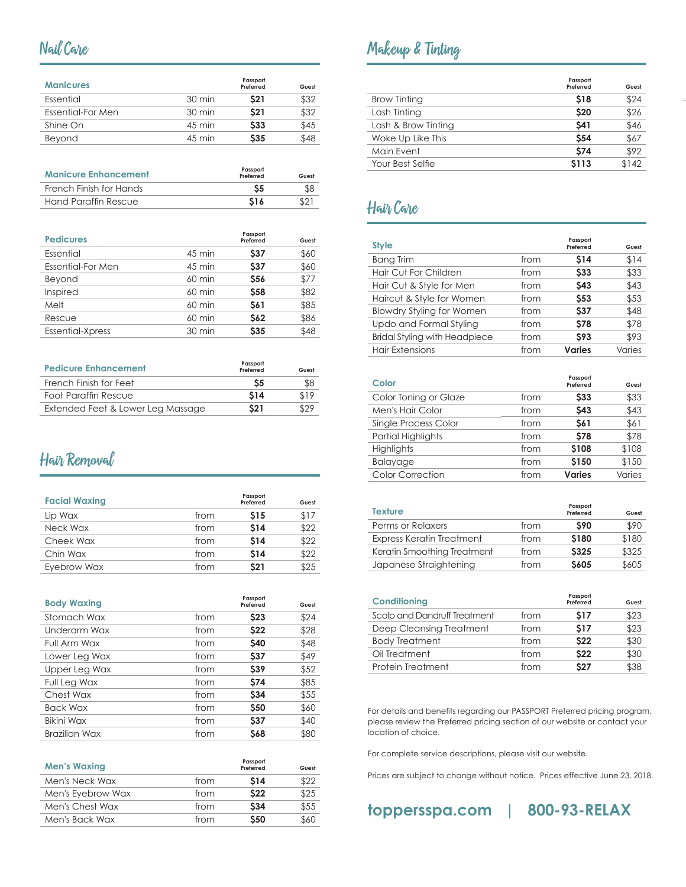## Nail Care

| Manicures | | Passport Preferred | Guest |
|---|---|---|---|
| Essential | 30 min | **$21** | $32 |
| Essential-For Men | 30 min | **$21** | $32 |
| Shine On | 45 min | **$33** | $45 |
| Beyond | 45 min | **$35** | $48 |

| Manicure Enhancement | Passport Preferred | Guest |
|---|---|---|
| French Finish for Hands | **$5** | $8 |
| Hand Paraffin Rescue | **$16** | $21 |

| Pedicures | | Passport Preferred | Guest |
|---|---|---|---|
| Essential | 45 min | **$37** | $60 |
| Essential-For Men | 45 min | **$37** | $60 |
| Beyond | 60 min | **$56** | $77 |
| Inspired | 60 min | **$58** | $82 |
| Melt | 60 min | **$61** | $85 |
| Rescue | 60 min | **$62** | $86 |
| Essential-Xpress | 30 min | **$35** | $48 |

| Pedicure Enhancement | Passport Preferred | Guest |
|---|---|---|
| French Finish for Feet | **$5** | $8 |
| Foot Paraffin Rescue | **$14** | $19 |
| Extended Feet & Lower Leg Massage | **$21** | $29 |

## Hair Removal

| Facial Waxing | | Passport Preferred | Guest |
|---|---|---|---|
| Lip Wax | from | **$15** | $17 |
| Neck Wax | from | **$14** | $22 |
| Cheek Wax | from | **$14** | $22 |
| Chin Wax | from | **$14** | $22 |
| Eyebrow Wax | from | **$21** | $25 |

| Body Waxing | | Passport Preferred | Guest |
|---|---|---|---|
| Stomach Wax | from | **$23** | $24 |
| Underarm Wax | from | **$22** | $28 |
| Full Arm Wax | from | **$40** | $48 |
| Lower Leg Wax | from | **$37** | $49 |
| Upper Leg Wax | from | **$39** | $52 |
| Full Leg Wax | from | **$74** | $85 |
| Chest Wax | from | **$34** | $55 |
| Back Wax | from | **$50** | $60 |
| Bikini Wax | from | **$37** | $40 |
| Brazilian Wax | from | **$68** | $80 |

| Men's Waxing | | Passport Preferred | Guest |
|---|---|---|---|
| Men's Neck Wax | from | **$14** | $22 |
| Men's Eyebrow Wax | from | **$22** | $25 |
| Men's Chest Wax | from | **$34** | $55 |
| Men's Back Wax | from | **$50** | $60 |

## Makeup & Tinting

| | Passport Preferred | Guest |
|---|---|---|
| Brow Tinting | **$18** | $24 |
| Lash Tinting | **$20** | $26 |
| Lash & Brow Tinting | **$41** | $46 |
| Woke Up Like This | **$54** | $67 |
| Main Event | **$74** | $92 |
| Your Best Selfie | **$113** | $142 |

## Hair Care

| Style | | Passport Preferred | Guest |
|---|---|---|---|
| Bang Trim | from | **$14** | $14 |
| Hair Cut For Children | from | **$33** | $33 |
| Hair Cut & Style for Men | from | **$43** | $43 |
| Haircut & Style for Women | from | **$53** | $53 |
| Blowdry Styling for Women | from | **$37** | $48 |
| Updo and Formal Styling | from | **$78** | $78 |
| Bridal Styling with Headpiece | from | **$93** | $93 |
| Hair Extensions | from | **Varies** | Varies |

| Color | | Passport Preferred | Guest |
|---|---|---|---|
| Color Toning or Glaze | from | **$33** | $33 |
| Men's Hair Color | from | **$43** | $43 |
| Single Process Color | from | **$61** | $61 |
| Partial Highlights | from | **$78** | $78 |
| Highlights | from | **$108** | $108 |
| Balayage | from | **$150** | $150 |
| Color Correction | from | **Varies** | Varies |

| Texture | | Passport Preferred | Guest |
|---|---|---|---|
| Perms or Relaxers | from | **$90** | $90 |
| Express Keratin Treatment | from | **$180** | $180 |
| Keratin Smoothing Treatment | from | **$325** | $325 |
| Japanese Straightening | from | **$605** | $605 |

| Conditioning | | Passport Preferred | Guest |
|---|---|---|---|
| Scalp and Dandruff Treatment | from | **$17** | $23 |
| Deep Cleansing Treatment | from | **$17** | $23 |
| Body Treatment | from | **$22** | $30 |
| Oil Treatment | from | **$22** | $30 |
| Protein Treatment | from | **$27** | $38 |

For details and benefits regarding our PASSPORT Preferred pricing program, please review the Preferred pricing section of our website or contact your location of choice.

For complete service descriptions, please visit our website.

Prices are subject to change without notice. Prices effective June 23, 2018.

**toppersspa.com | 800-93-RELAX**